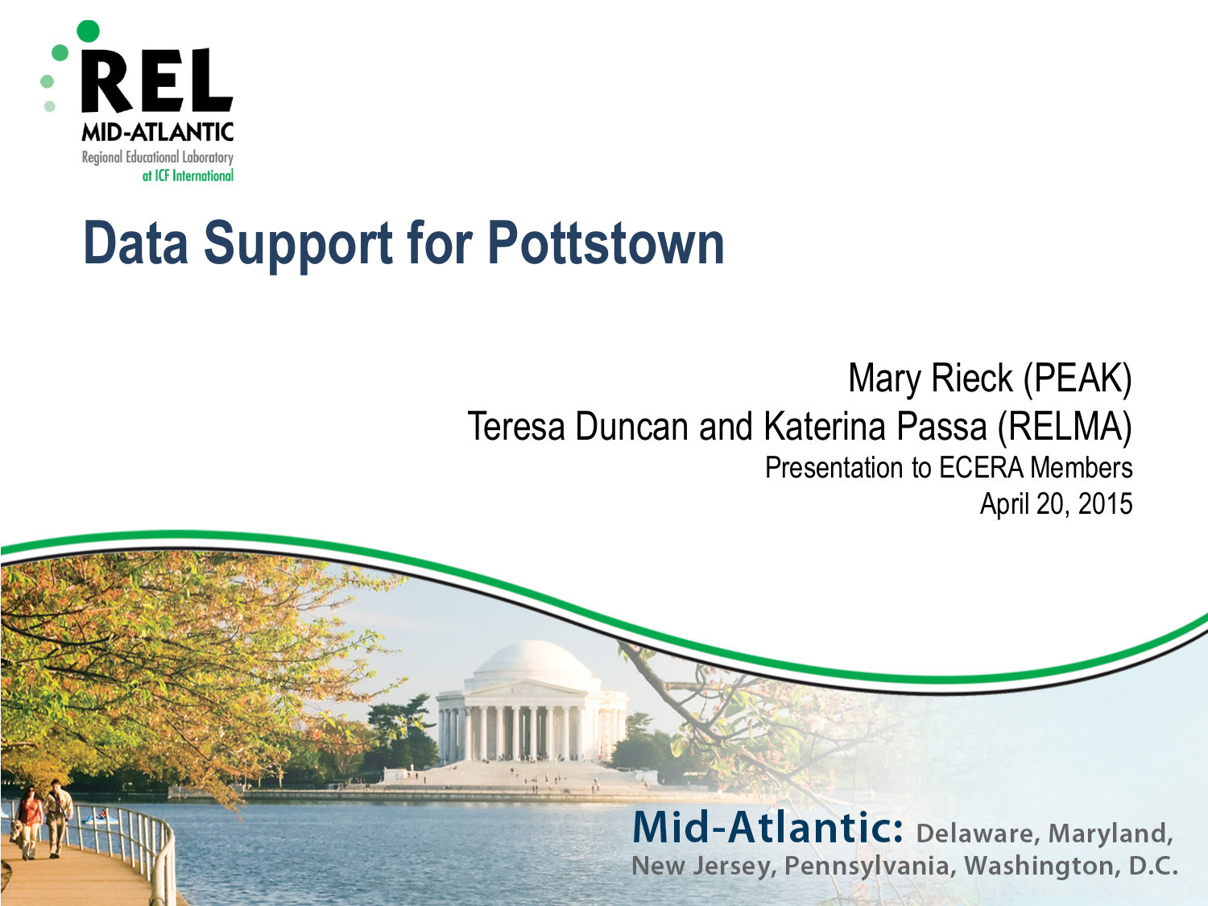REL MID-ATLANTIC
Regional Educational Laboratory at ICF International

# Data Support for Pottstown

Mary Rieck (PEAK)
Teresa Duncan and Katerina Passa (RELMA)
Presentation to ECERA Members
April 20, 2015

**Mid-Atlantic:** Delaware, Maryland, New Jersey, Pennsylvania, Washington, D.C.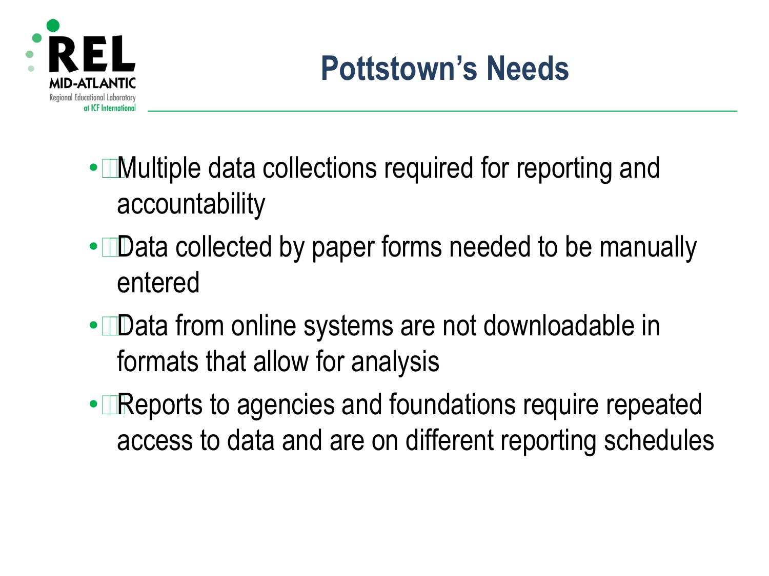# Pottstown's Needs

- Multiple data collections required for reporting and accountability
- Data collected by paper forms needed to be manually entered
- Data from online systems are not downloadable in formats that allow for analysis
- Reports to agencies and foundations require repeated access to data and are on different reporting schedules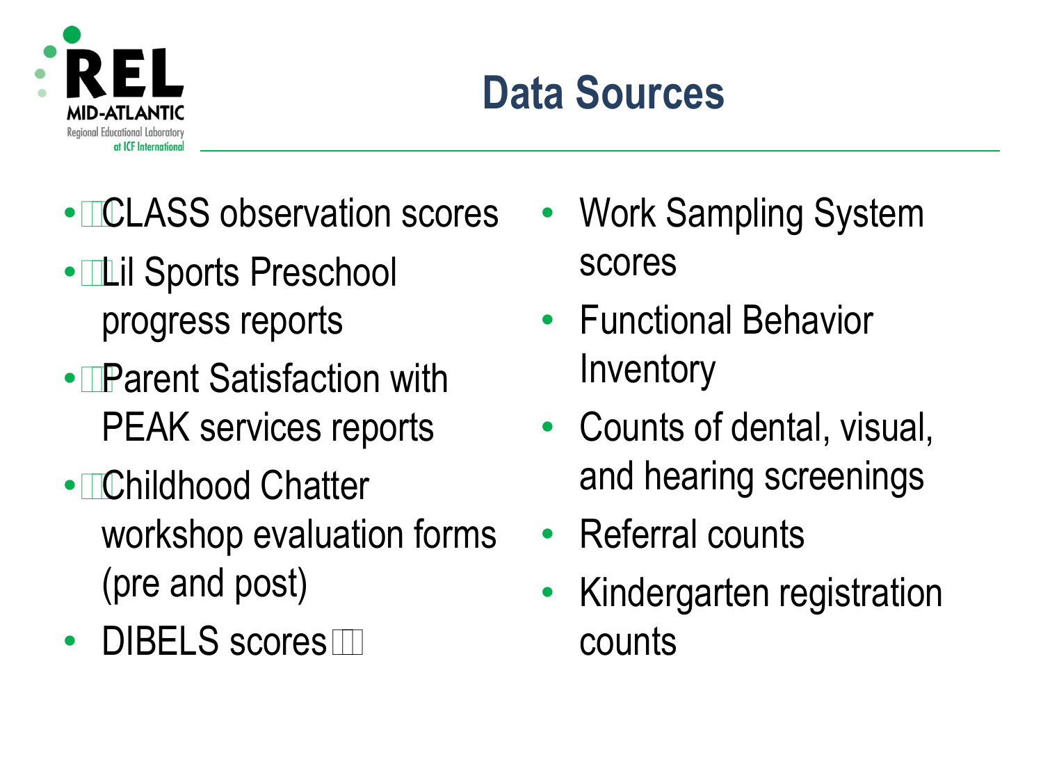# Data Sources

- CLASS observation scores
- Lil Sports Preschool progress reports
- Parent Satisfaction with PEAK services reports
- Childhood Chatter workshop evaluation forms (pre and post)
- DIBELS scores
- Work Sampling System scores
- Functional Behavior Inventory
- Counts of dental, visual, and hearing screenings
- Referral counts
- Kindergarten registration counts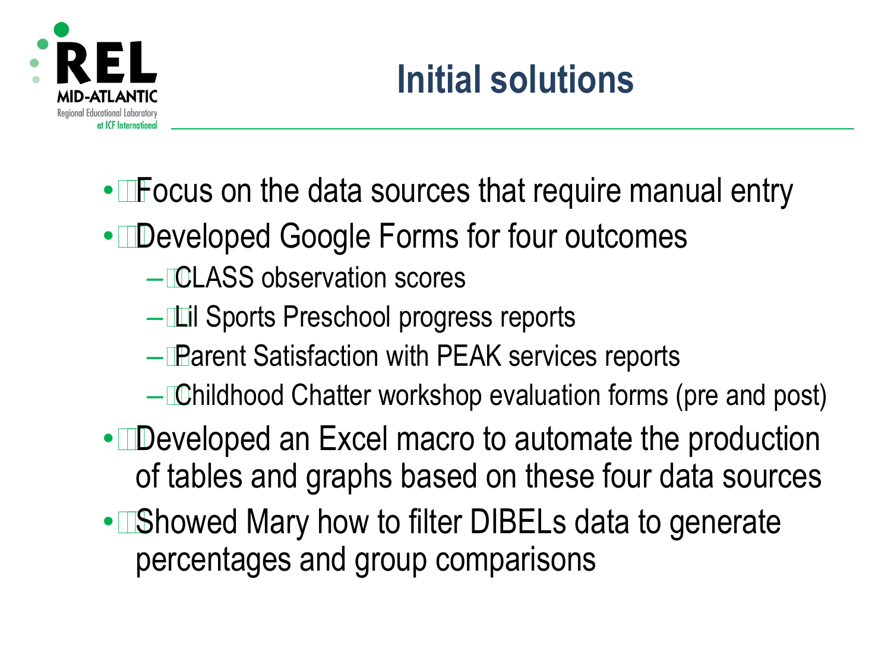# Initial solutions

- Focus on the data sources that require manual entry
- Developed Google Forms for four outcomes
  - CLASS observation scores
  - Lil Sports Preschool progress reports
  - Parent Satisfaction with PEAK services reports
  - Childhood Chatter workshop evaluation forms (pre and post)
- Developed an Excel macro to automate the production of tables and graphs based on these four data sources
- Showed Mary how to filter DIBELs data to generate percentages and group comparisons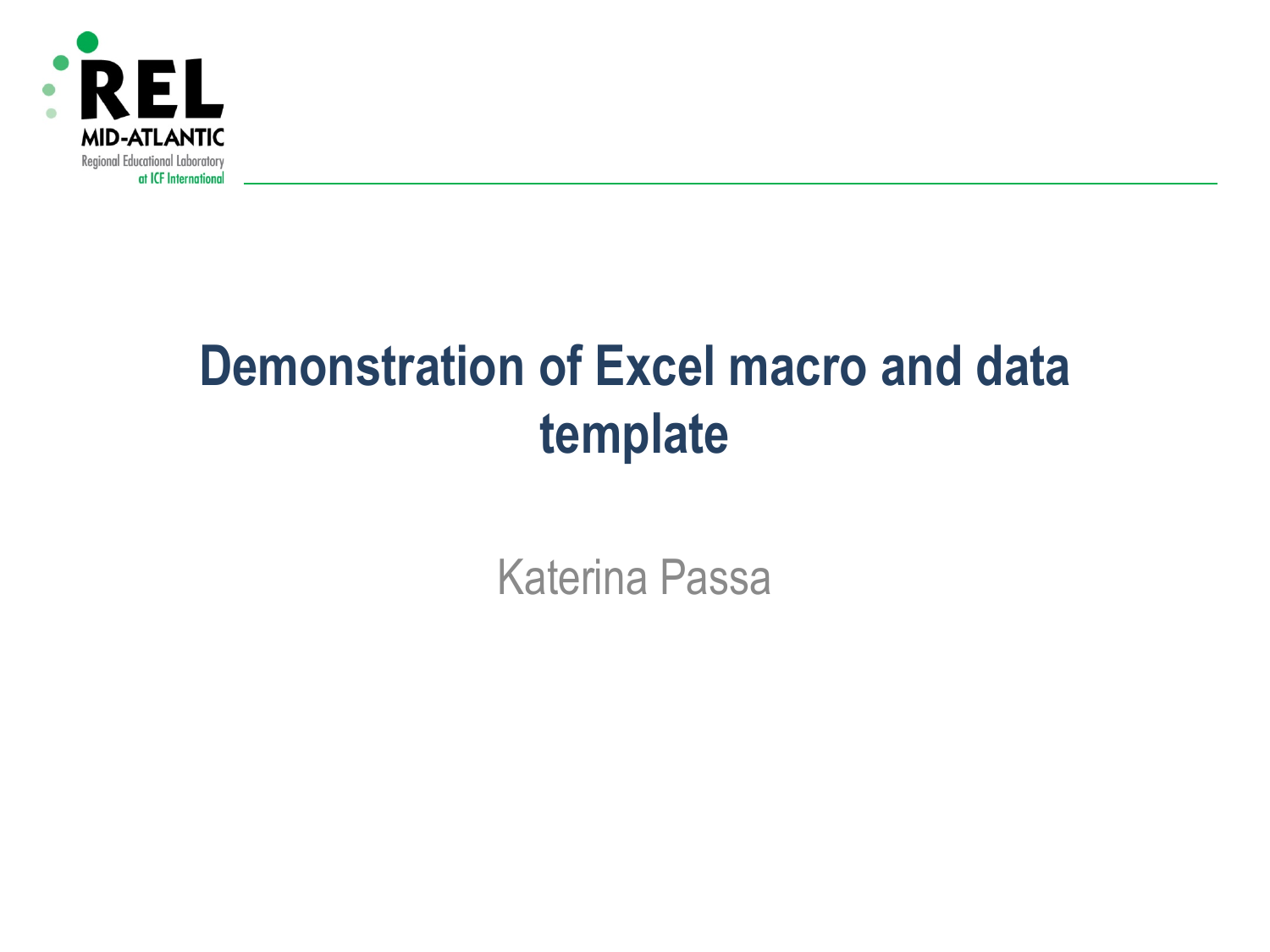REL MID-ATLANTIC
Regional Educational Laboratory
at ICF International

# Demonstration of Excel macro and data template

Katerina Passa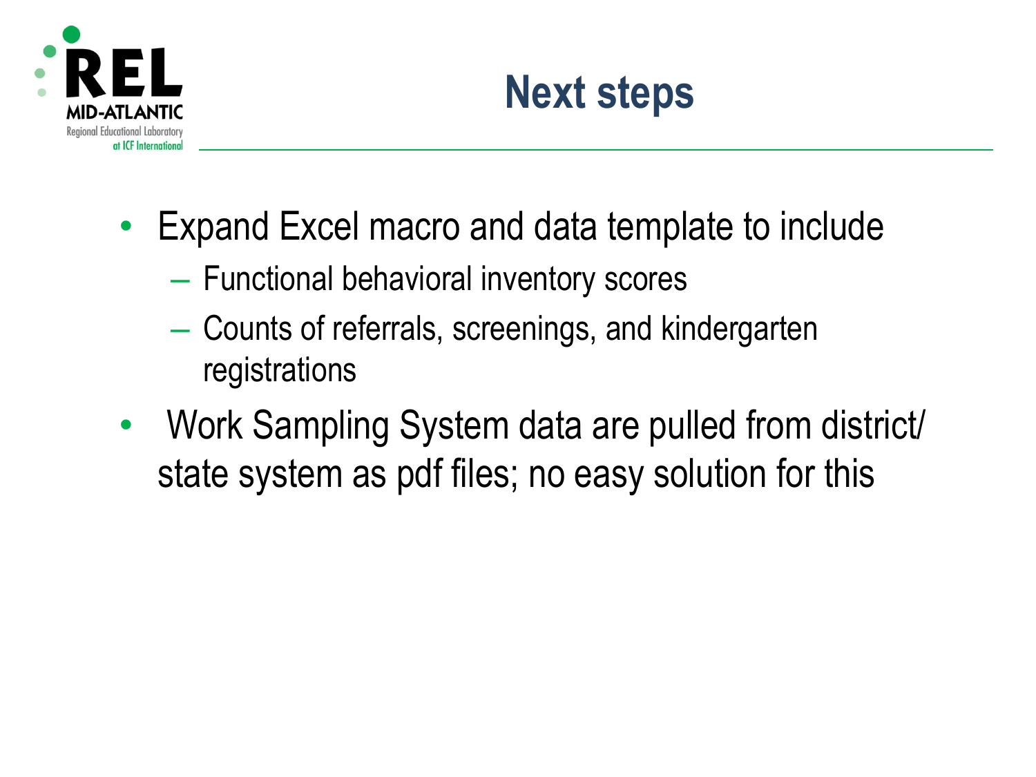# Next steps

- Expand Excel macro and data template to include
  - Functional behavioral inventory scores
  - Counts of referrals, screenings, and kindergarten registrations
- Work Sampling System data are pulled from district/ state system as pdf files; no easy solution for this